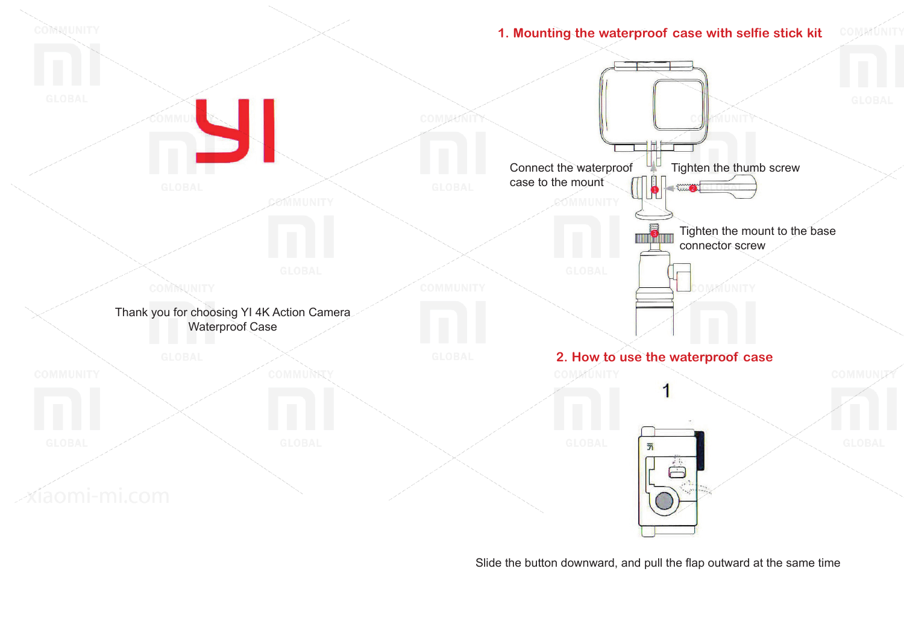YI

Thank you for choosing YI 4K Action Camera Waterproof Case

## 1. Mounting the waterproof case with selfie stick kit

Connect the waterproof case to the mount

Tighten the thumb screw

Tighten the mount to the base connector screw

## 2. How to use the waterproof case

1

Slide the button downward, and pull the flap outward at the same time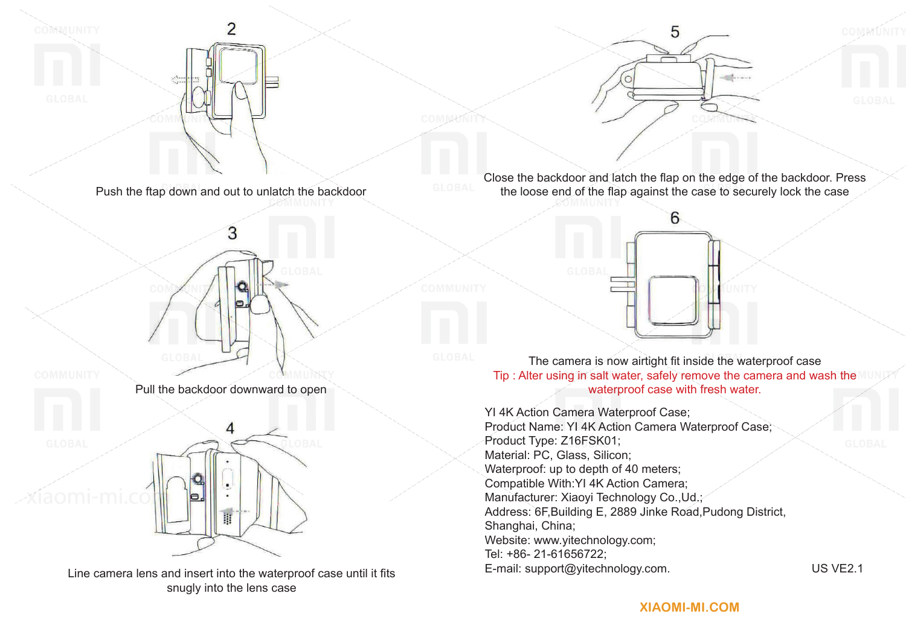2

Push the ftap down and out to unlatch the backdoor

3

Pull the backdoor downward to open

4

Line camera lens and insert into the waterproof case until it fits snugly into the lens case

5

Close the backdoor and latch the flap on the edge of the backdoor. Press the loose end of the flap against the case to securely lock the case

6

The camera is now airtight fit inside the waterproof case

Tip : Alter using in salt water, safely remove the camera and wash the waterproof case with fresh water.

YI 4K Action Camera Waterproof Case;
Product Name: YI 4K Action Camera Waterproof Case;
Product Type: Z16FSK01;
Material: PC, Glass, Silicon;
Waterproof: up to depth of 40 meters;
Compatible With:YI 4K Action Camera;
Manufacturer: Xiaoyi Technology Co.,Ud.;
Address: 6F,Building E, 2889 Jinke Road,Pudong District, Shanghai, China;
Website: www.yitechnology.com;
Tel: +86- 21-61656722;
E-mail: support@yitechnology.com.

US VE2.1

XIAOMI-MI.COM